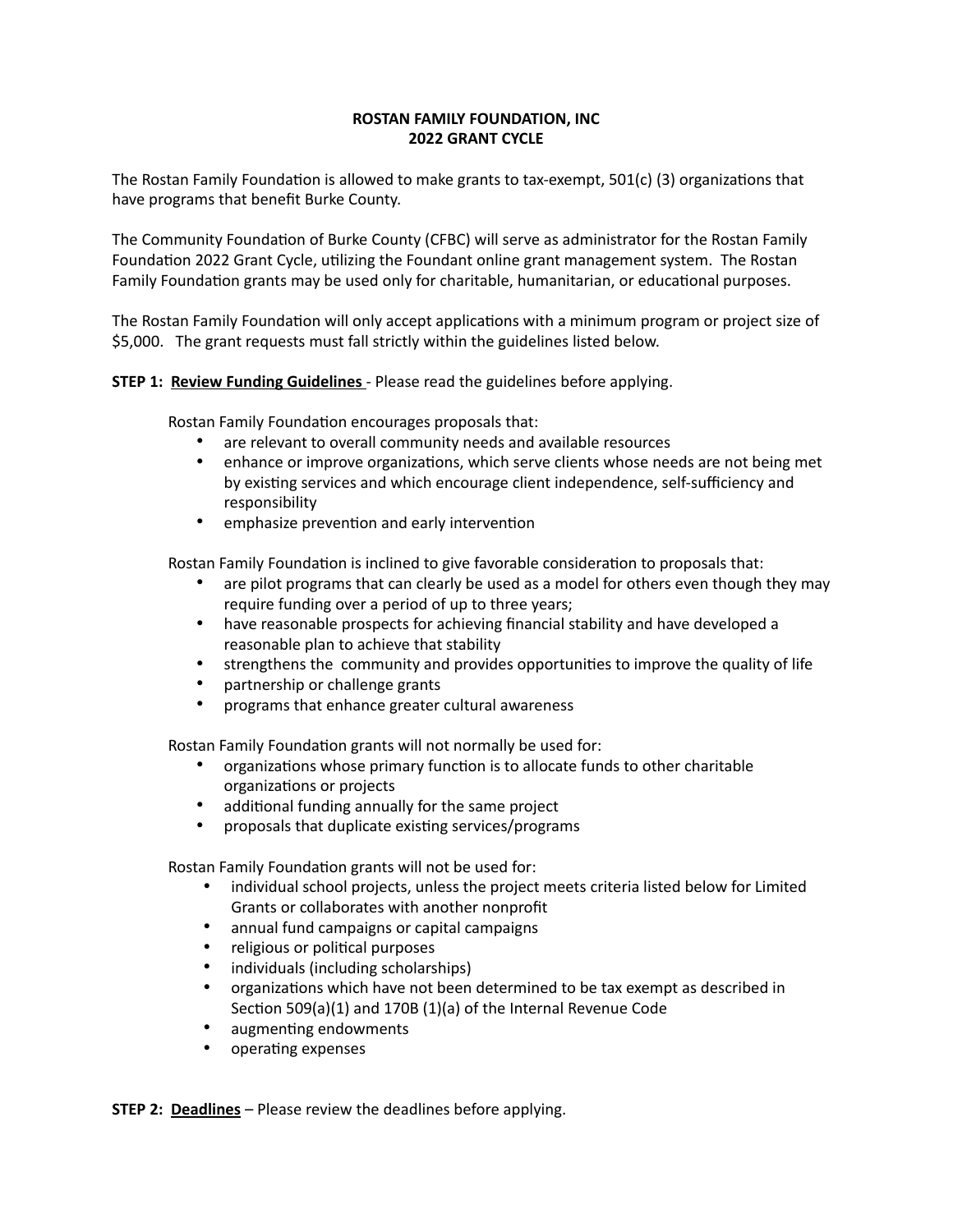# ROSTAN FAMILY FOUNDATION, INC
## 2022 GRANT CYCLE

The Rostan Family Foundation is allowed to make grants to tax-exempt, 501(c) (3) organizations that have programs that benefit Burke County.

The Community Foundation of Burke County (CFBC) will serve as administrator for the Rostan Family Foundation 2022 Grant Cycle, utilizing the Foundant online grant management system. The Rostan Family Foundation grants may be used only for charitable, humanitarian, or educational purposes.

The Rostan Family Foundation will only accept applications with a minimum program or project size of $5,000. The grant requests must fall strictly within the guidelines listed below.

**STEP 1: <u>Review Funding Guidelines</u>** - Please read the guidelines before applying.

Rostan Family Foundation encourages proposals that:

- are relevant to overall community needs and available resources
- enhance or improve organizations, which serve clients whose needs are not being met by existing services and which encourage client independence, self-sufficiency and responsibility
- emphasize prevention and early intervention

Rostan Family Foundation is inclined to give favorable consideration to proposals that:

- are pilot programs that can clearly be used as a model for others even though they may require funding over a period of up to three years;
- have reasonable prospects for achieving financial stability and have developed a reasonable plan to achieve that stability
- strengthens the community and provides opportunities to improve the quality of life
- partnership or challenge grants
- programs that enhance greater cultural awareness

Rostan Family Foundation grants will not normally be used for:

- organizations whose primary function is to allocate funds to other charitable organizations or projects
- additional funding annually for the same project
- proposals that duplicate existing services/programs

Rostan Family Foundation grants will not be used for:

- individual school projects, unless the project meets criteria listed below for Limited Grants or collaborates with another nonprofit
- annual fund campaigns or capital campaigns
- religious or political purposes
- individuals (including scholarships)
- organizations which have not been determined to be tax exempt as described in Section 509(a)(1) and 170B (1)(a) of the Internal Revenue Code
- augmenting endowments
- operating expenses

**STEP 2: <u>Deadlines</u>** – Please review the deadlines before applying.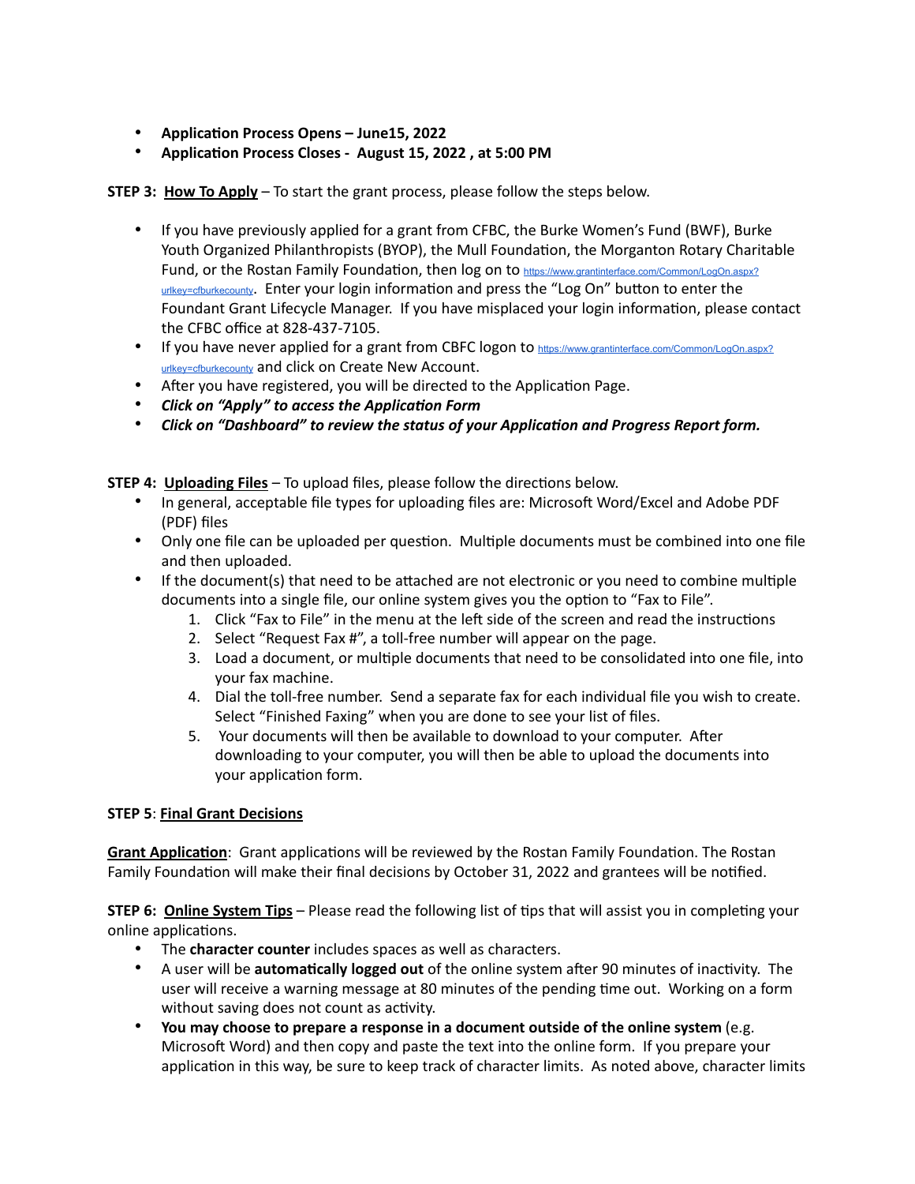- **Application Process Opens – June15, 2022**
- **Application Process Closes - August 15, 2022 , at 5:00 PM**

**STEP 3: <u>How To Apply</u>** – To start the grant process, please follow the steps below.

- If you have previously applied for a grant from CFBC, the Burke Women's Fund (BWF), Burke Youth Organized Philanthropists (BYOP), the Mull Foundation, the Morganton Rotary Charitable Fund, or the Rostan Family Foundation, then log on to https://www.grantinterface.com/Common/LogOn.aspx?urlkey=cfburkecounty. Enter your login information and press the "Log On" button to enter the Foundant Grant Lifecycle Manager. If you have misplaced your login information, please contact the CFBC office at 828-437-7105.
- If you have never applied for a grant from CBFC logon to https://www.grantinterface.com/Common/LogOn.aspx?urlkey=cfburkecounty and click on Create New Account.
- After you have registered, you will be directed to the Application Page.
- ***Click on "Apply" to access the Application Form***
- ***Click on "Dashboard" to review the status of your Application and Progress Report form.***

**STEP 4: <u>Uploading Files</u>** – To upload files, please follow the directions below.

- In general, acceptable file types for uploading files are: Microsoft Word/Excel and Adobe PDF (PDF) files
- Only one file can be uploaded per question. Multiple documents must be combined into one file and then uploaded.
- If the document(s) that need to be attached are not electronic or you need to combine multiple documents into a single file, our online system gives you the option to "Fax to File".
    1. Click "Fax to File" in the menu at the left side of the screen and read the instructions
    2. Select "Request Fax #", a toll-free number will appear on the page.
    3. Load a document, or multiple documents that need to be consolidated into one file, into your fax machine.
    4. Dial the toll-free number. Send a separate fax for each individual file you wish to create. Select "Finished Faxing" when you are done to see your list of files.
    5. Your documents will then be available to download to your computer. After downloading to your computer, you will then be able to upload the documents into your application form.

**STEP 5**: **<u>Final Grant Decisions</u>**

**<u>Grant Application</u>**: Grant applications will be reviewed by the Rostan Family Foundation. The Rostan Family Foundation will make their final decisions by October 31, 2022 and grantees will be notified.

**STEP 6: <u>Online System Tips</u>** – Please read the following list of tips that will assist you in completing your online applications.

- The **character counter** includes spaces as well as characters.
- A user will be **automatically logged out** of the online system after 90 minutes of inactivity. The user will receive a warning message at 80 minutes of the pending time out. Working on a form without saving does not count as activity.
- **You may choose to prepare a response in a document outside of the online system** (e.g. Microsoft Word) and then copy and paste the text into the online form. If you prepare your application in this way, be sure to keep track of character limits. As noted above, character limits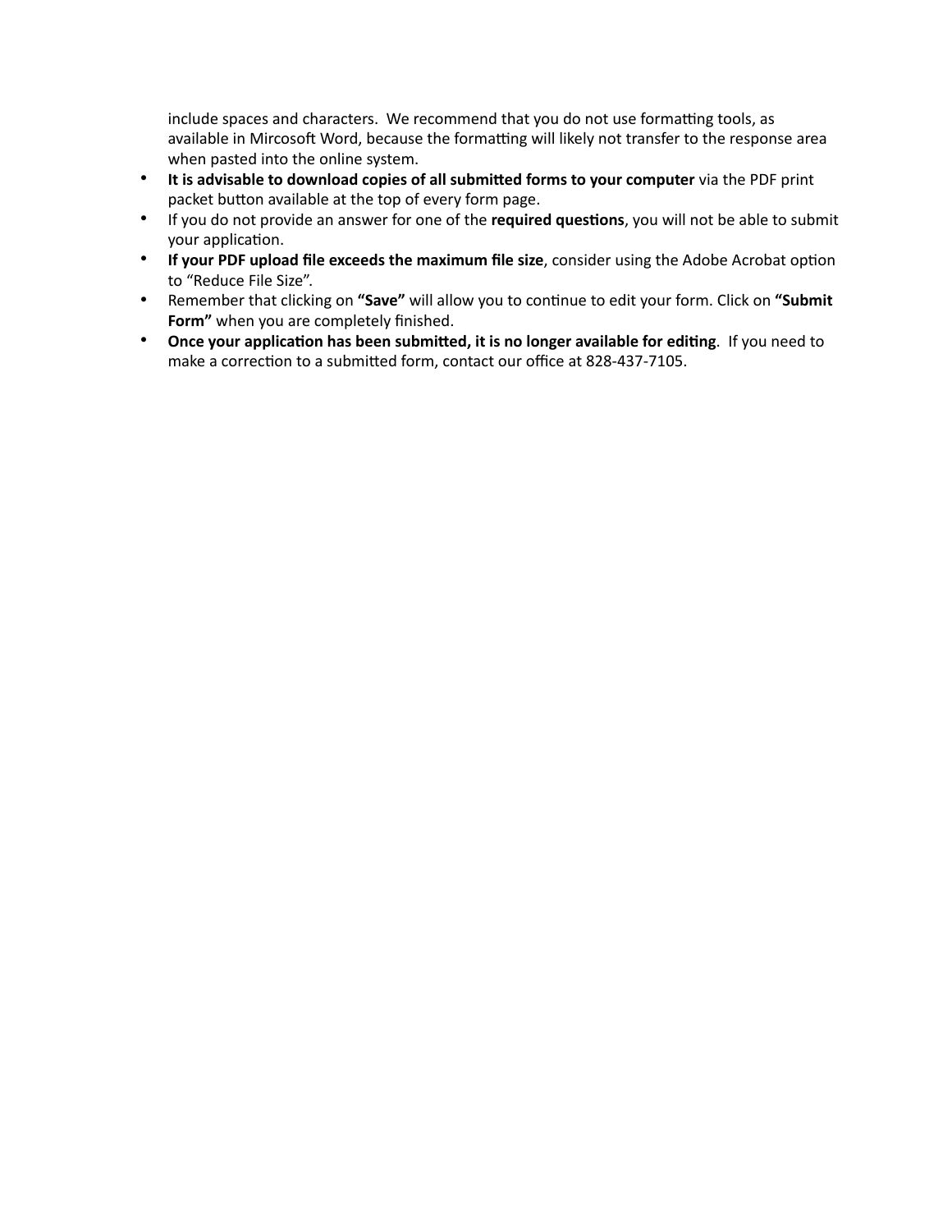include spaces and characters. We recommend that you do not use formatting tools, as available in Mircosoft Word, because the formatting will likely not transfer to the response area when pasted into the online system.

- **It is advisable to download copies of all submitted forms to your computer** via the PDF print packet button available at the top of every form page.
- If you do not provide an answer for one of the **required questions**, you will not be able to submit your application.
- **If your PDF upload file exceeds the maximum file size**, consider using the Adobe Acrobat option to “Reduce File Size”.
- Remember that clicking on **“Save”** will allow you to continue to edit your form. Click on **“Submit Form”** when you are completely finished.
- **Once your application has been submitted, it is no longer available for editing**. If you need to make a correction to a submitted form, contact our office at 828-437-7105.